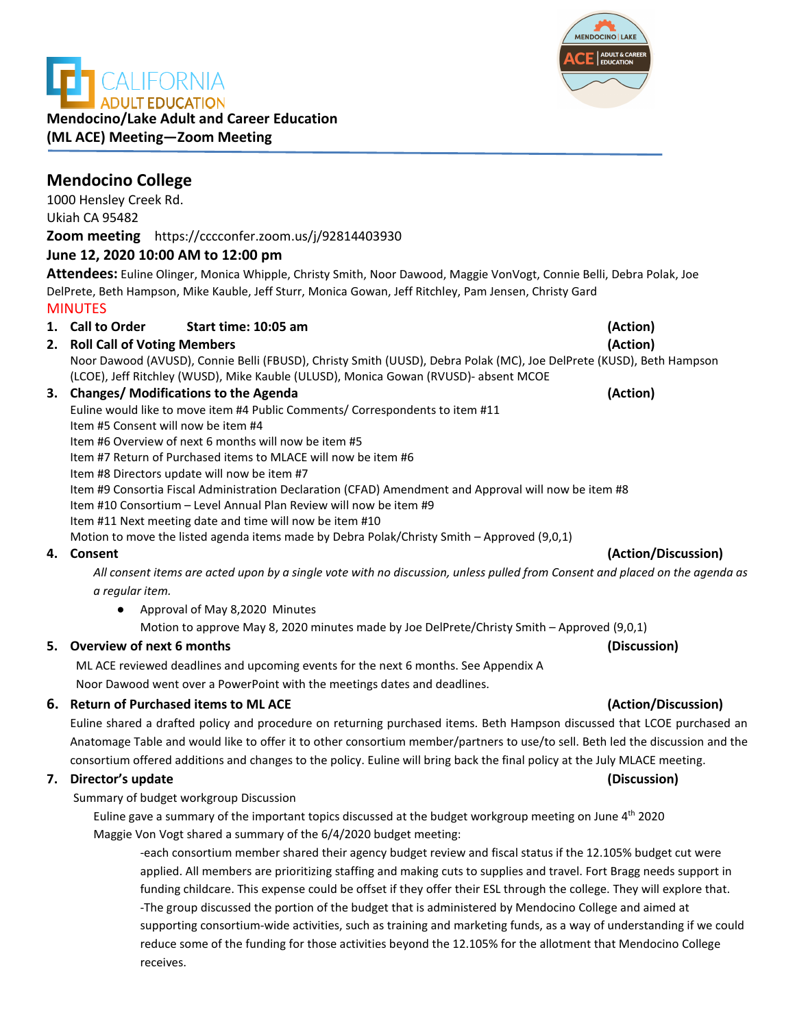CALIFORNIA ADULT EDUCATION

**Mendocino/Lake Adult and Career Education (ML ACE) Meeting—Zoom Meeting**

## Mendocino College

1000 Hensley Creek Rd.
Ukiah CA 95482

**Zoom meeting** https://cccconfer.zoom.us/j/92814403930

**June 12, 2020 10:00 AM to 12:00 pm**

**Attendees:** Euline Olinger, Monica Whipple, Christy Smith, Noor Dawood, Maggie VonVogt, Connie Belli, Debra Polak, Joe DelPrete, Beth Hampson, Mike Kauble, Jeff Sturr, Monica Gowan, Jeff Ritchley, Pam Jensen, Christy Gard

MINUTES

1. **Call to Order Start time: 10:05 am** **(Action)**
2. **Roll Call of Voting Members** **(Action)**
   Noor Dawood (AVUSD), Connie Belli (FBUSD), Christy Smith (UUSD), Debra Polak (MC), Joe DelPrete (KUSD), Beth Hampson (LCOE), Jeff Ritchley (WUSD), Mike Kauble (ULUSD), Monica Gowan (RVUSD)- absent MCOE
3. **Changes/ Modifications to the Agenda** **(Action)**
   Euline would like to move item #4 Public Comments/ Correspondents to item #11
   Item #5 Consent will now be item #4
   Item #6 Overview of next 6 months will now be item #5
   Item #7 Return of Purchased items to MLACE will now be item #6
   Item #8 Directors update will now be item #7
   Item #9 Consortia Fiscal Administration Declaration (CFAD) Amendment and Approval will now be item #8
   Item #10 Consortium – Level Annual Plan Review will now be item #9
   Item #11 Next meeting date and time will now be item #10
   Motion to move the listed agenda items made by Debra Polak/Christy Smith – Approved (9,0,1)
4. **Consent** **(Action/Discussion)**
   *All consent items are acted upon by a single vote with no discussion, unless pulled from Consent and placed on the agenda as a regular item.*
   - Approval of May 8,2020 Minutes
     Motion to approve May 8, 2020 minutes made by Joe DelPrete/Christy Smith – Approved (9,0,1)
5. **Overview of next 6 months** **(Discussion)**
   ML ACE reviewed deadlines and upcoming events for the next 6 months. See Appendix A
   Noor Dawood went over a PowerPoint with the meetings dates and deadlines.
6. **Return of Purchased items to ML ACE** **(Action/Discussion)**
   Euline shared a drafted policy and procedure on returning purchased items. Beth Hampson discussed that LCOE purchased an Anatomage Table and would like to offer it to other consortium member/partners to use/to sell. Beth led the discussion and the consortium offered additions and changes to the policy. Euline will bring back the final policy at the July MLACE meeting.
7. **Director's update** **(Discussion)**
   Summary of budget workgroup Discussion
   Euline gave a summary of the important topics discussed at the budget workgroup meeting on June 4th 2020
   Maggie Von Vogt shared a summary of the 6/4/2020 budget meeting:
   -each consortium member shared their agency budget review and fiscal status if the 12.105% budget cut were applied. All members are prioritizing staffing and making cuts to supplies and travel. Fort Bragg needs support in funding childcare. This expense could be offset if they offer their ESL through the college. They will explore that.
   -The group discussed the portion of the budget that is administered by Mendocino College and aimed at supporting consortium-wide activities, such as training and marketing funds, as a way of understanding if we could reduce some of the funding for those activities beyond the 12.105% for the allotment that Mendocino College receives.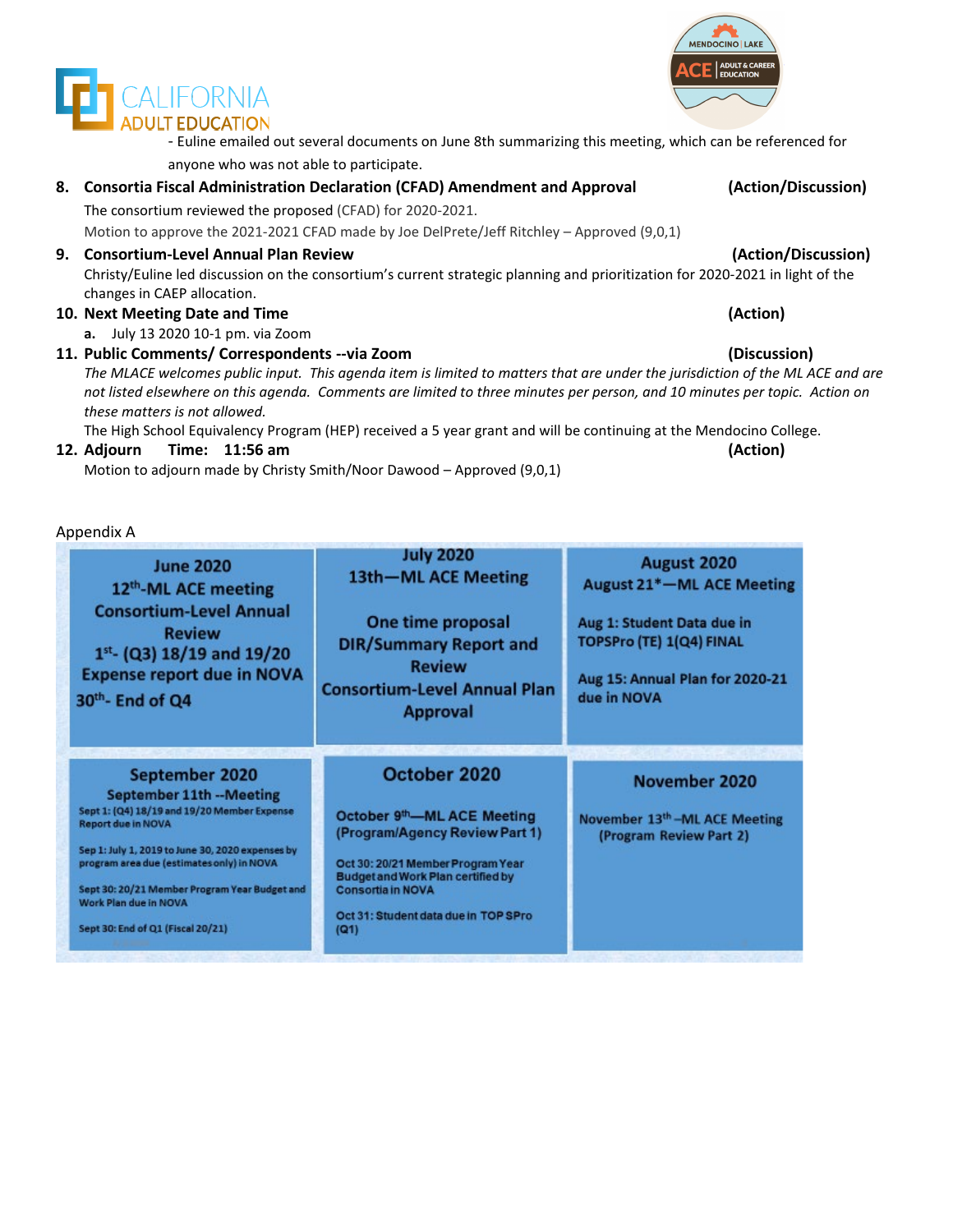- Euline emailed out several documents on June 8th summarizing this meeting, which can be referenced for anyone who was not able to participate.

**8. Consortia Fiscal Administration Declaration (CFAD) Amendment and Approval** **(Action/Discussion)**

The consortium reviewed the proposed (CFAD) for 2020-2021.

Motion to approve the 2021-2021 CFAD made by Joe DelPrete/Jeff Ritchley – Approved (9,0,1)

**9. Consortium-Level Annual Plan Review** **(Action/Discussion)**

Christy/Euline led discussion on the consortium's current strategic planning and prioritization for 2020-2021 in light of the changes in CAEP allocation.

**10. Next Meeting Date and Time** **(Action)**

**a.** July 13 2020 10-1 pm. via Zoom

**11. Public Comments/ Correspondents --via Zoom** **(Discussion)**

*The MLACE welcomes public input. This agenda item is limited to matters that are under the jurisdiction of the ML ACE and are not listed elsewhere on this agenda. Comments are limited to three minutes per person, and 10 minutes per topic. Action on these matters is not allowed.*

The High School Equivalency Program (HEP) received a 5 year grant and will be continuing at the Mendocino College.

**12. Adjourn Time: 11:56 am** **(Action)**

Motion to adjourn made by Christy Smith/Noor Dawood – Approved (9,0,1)

Appendix A

| | | |
|---|---|---|
| **June 2020**<br>12th-ML ACE meeting<br>Consortium-Level Annual Review<br>1st- (Q3) 18/19 and 19/20 Expense report due in NOVA<br>30th- End of Q4 | **July 2020**<br>13th—ML ACE Meeting<br>One time proposal DIR/Summary Report and Review<br>Consortium-Level Annual Plan Approval | **August 2020**<br>August 21*—ML ACE Meeting<br>Aug 1: Student Data due in TOPSPro (TE) 1(Q4) FINAL<br>Aug 15: Annual Plan for 2020-21 due in NOVA |
| **September 2020**<br>September 11th --Meeting<br>Sept 1: (Q4) 18/19 and 19/20 Member Expense Report due in NOVA<br>Sep 1: July 1, 2019 to June 30, 2020 expenses by program area due (estimates only) in NOVA<br>Sept 30: 20/21 Member Program Year Budget and Work Plan due in NOVA<br>Sept 30: End of Q1 (Fiscal 20/21) | **October 2020**<br>October 9th—ML ACE Meeting (Program/Agency Review Part 1)<br>Oct 30: 20/21 Member Program Year Budget and Work Plan certified by Consortia in NOVA<br>Oct 31: Student data due in TOP SPro (Q1) | **November 2020**<br>November 13th –ML ACE Meeting (Program Review Part 2) |